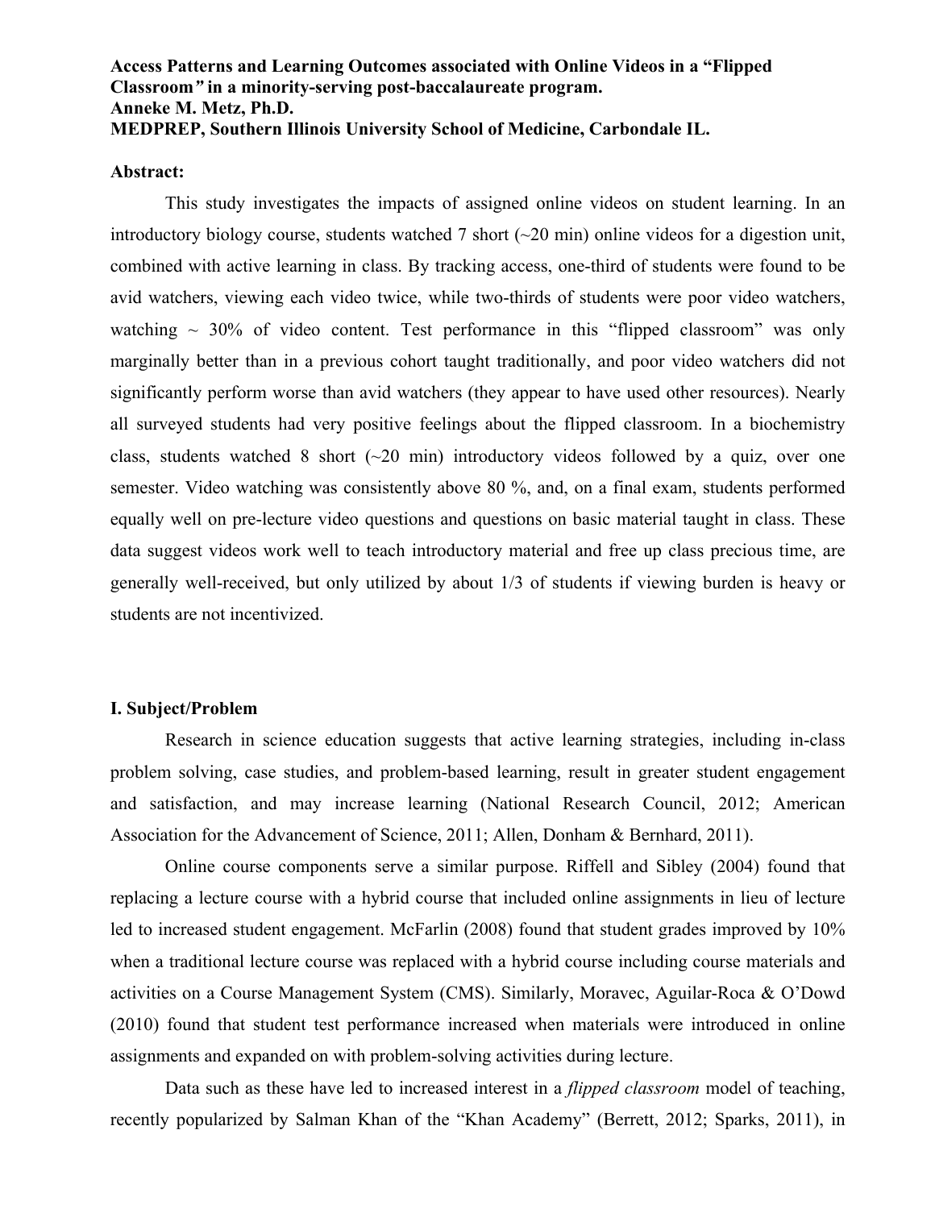**Access Patterns and Learning Outcomes associated with Online Videos in a "Flipped Classroom" in a minority-serving post-baccalaureate program.**
**Anneke M. Metz, Ph.D.**
**MEDPREP, Southern Illinois University School of Medicine, Carbondale IL.**

**Abstract:**

This study investigates the impacts of assigned online videos on student learning. In an introductory biology course, students watched 7 short (~20 min) online videos for a digestion unit, combined with active learning in class. By tracking access, one-third of students were found to be avid watchers, viewing each video twice, while two-thirds of students were poor video watchers, watching ~ 30% of video content. Test performance in this "flipped classroom" was only marginally better than in a previous cohort taught traditionally, and poor video watchers did not significantly perform worse than avid watchers (they appear to have used other resources). Nearly all surveyed students had very positive feelings about the flipped classroom. In a biochemistry class, students watched 8 short (~20 min) introductory videos followed by a quiz, over one semester. Video watching was consistently above 80 %, and, on a final exam, students performed equally well on pre-lecture video questions and questions on basic material taught in class. These data suggest videos work well to teach introductory material and free up class precious time, are generally well-received, but only utilized by about 1/3 of students if viewing burden is heavy or students are not incentivized.

## I. Subject/Problem

Research in science education suggests that active learning strategies, including in-class problem solving, case studies, and problem-based learning, result in greater student engagement and satisfaction, and may increase learning (National Research Council, 2012; American Association for the Advancement of Science, 2011; Allen, Donham & Bernhard, 2011).

Online course components serve a similar purpose. Riffell and Sibley (2004) found that replacing a lecture course with a hybrid course that included online assignments in lieu of lecture led to increased student engagement. McFarlin (2008) found that student grades improved by 10% when a traditional lecture course was replaced with a hybrid course including course materials and activities on a Course Management System (CMS). Similarly, Moravec, Aguilar-Roca & O'Dowd (2010) found that student test performance increased when materials were introduced in online assignments and expanded on with problem-solving activities during lecture.

Data such as these have led to increased interest in a *flipped classroom* model of teaching, recently popularized by Salman Khan of the "Khan Academy" (Berrett, 2012; Sparks, 2011), in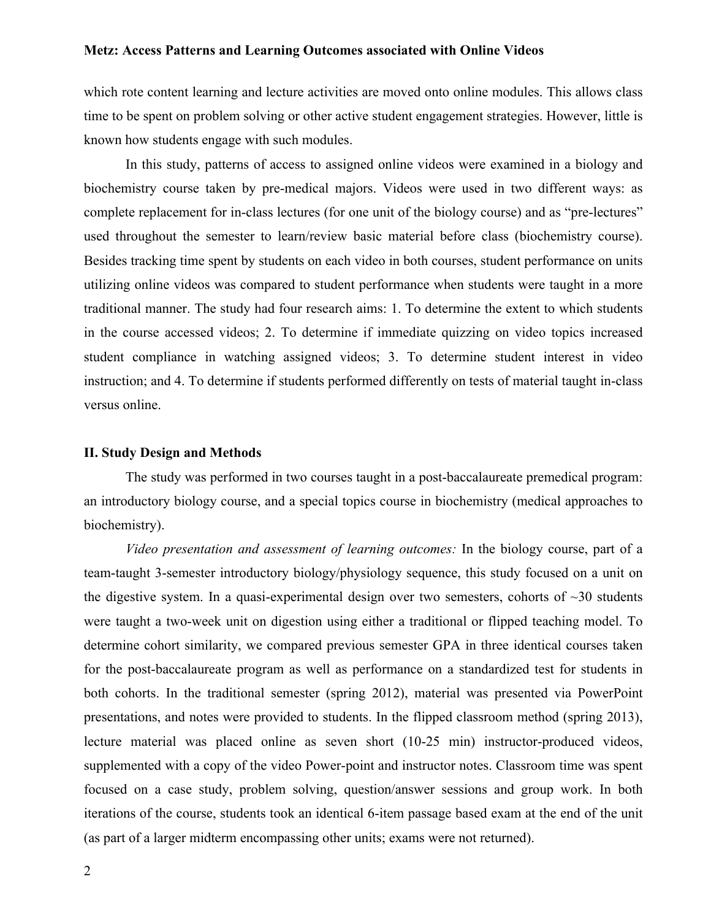which rote content learning and lecture activities are moved onto online modules. This allows class time to be spent on problem solving or other active student engagement strategies. However, little is known how students engage with such modules.

In this study, patterns of access to assigned online videos were examined in a biology and biochemistry course taken by pre-medical majors. Videos were used in two different ways: as complete replacement for in-class lectures (for one unit of the biology course) and as "pre-lectures" used throughout the semester to learn/review basic material before class (biochemistry course). Besides tracking time spent by students on each video in both courses, student performance on units utilizing online videos was compared to student performance when students were taught in a more traditional manner. The study had four research aims: 1. To determine the extent to which students in the course accessed videos; 2. To determine if immediate quizzing on video topics increased student compliance in watching assigned videos; 3. To determine student interest in video instruction; and 4. To determine if students performed differently on tests of material taught in-class versus online.

## II. Study Design and Methods

The study was performed in two courses taught in a post-baccalaureate premedical program: an introductory biology course, and a special topics course in biochemistry (medical approaches to biochemistry).

*Video presentation and assessment of learning outcomes:* In the biology course, part of a team-taught 3-semester introductory biology/physiology sequence, this study focused on a unit on the digestive system. In a quasi-experimental design over two semesters, cohorts of ~30 students were taught a two-week unit on digestion using either a traditional or flipped teaching model. To determine cohort similarity, we compared previous semester GPA in three identical courses taken for the post-baccalaureate program as well as performance on a standardized test for students in both cohorts. In the traditional semester (spring 2012), material was presented via PowerPoint presentations, and notes were provided to students. In the flipped classroom method (spring 2013), lecture material was placed online as seven short (10-25 min) instructor-produced videos, supplemented with a copy of the video Power-point and instructor notes. Classroom time was spent focused on a case study, problem solving, question/answer sessions and group work. In both iterations of the course, students took an identical 6-item passage based exam at the end of the unit (as part of a larger midterm encompassing other units; exams were not returned).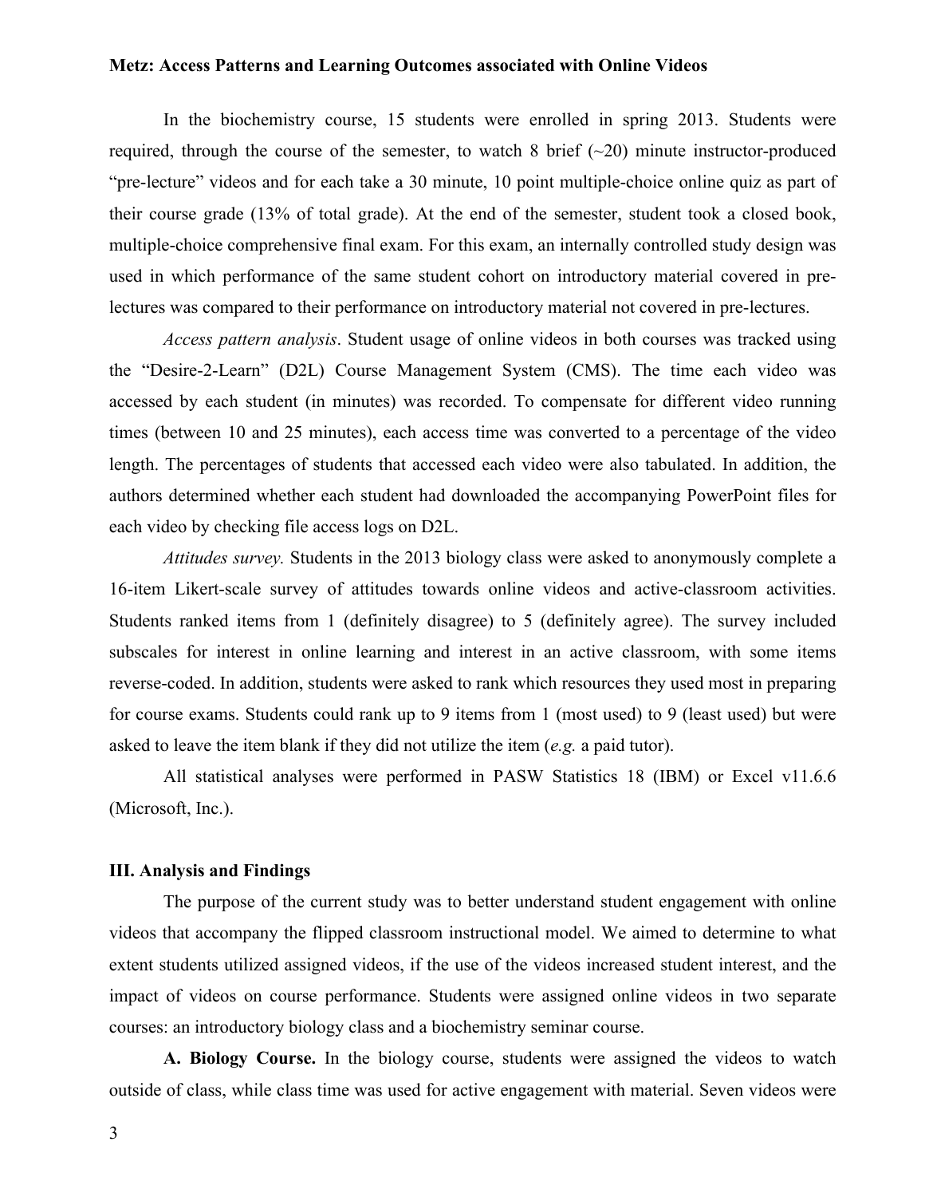In the biochemistry course, 15 students were enrolled in spring 2013. Students were required, through the course of the semester, to watch 8 brief (~20) minute instructor-produced "pre-lecture" videos and for each take a 30 minute, 10 point multiple-choice online quiz as part of their course grade (13% of total grade). At the end of the semester, student took a closed book, multiple-choice comprehensive final exam. For this exam, an internally controlled study design was used in which performance of the same student cohort on introductory material covered in pre-lectures was compared to their performance on introductory material not covered in pre-lectures.

*Access pattern analysis*. Student usage of online videos in both courses was tracked using the "Desire-2-Learn" (D2L) Course Management System (CMS). The time each video was accessed by each student (in minutes) was recorded. To compensate for different video running times (between 10 and 25 minutes), each access time was converted to a percentage of the video length. The percentages of students that accessed each video were also tabulated. In addition, the authors determined whether each student had downloaded the accompanying PowerPoint files for each video by checking file access logs on D2L.

*Attitudes survey.* Students in the 2013 biology class were asked to anonymously complete a 16-item Likert-scale survey of attitudes towards online videos and active-classroom activities. Students ranked items from 1 (definitely disagree) to 5 (definitely agree). The survey included subscales for interest in online learning and interest in an active classroom, with some items reverse-coded. In addition, students were asked to rank which resources they used most in preparing for course exams. Students could rank up to 9 items from 1 (most used) to 9 (least used) but were asked to leave the item blank if they did not utilize the item (*e.g.* a paid tutor).

All statistical analyses were performed in PASW Statistics 18 (IBM) or Excel v11.6.6 (Microsoft, Inc.).

## III. Analysis and Findings

The purpose of the current study was to better understand student engagement with online videos that accompany the flipped classroom instructional model. We aimed to determine to what extent students utilized assigned videos, if the use of the videos increased student interest, and the impact of videos on course performance. Students were assigned online videos in two separate courses: an introductory biology class and a biochemistry seminar course.

**A. Biology Course.** In the biology course, students were assigned the videos to watch outside of class, while class time was used for active engagement with material. Seven videos were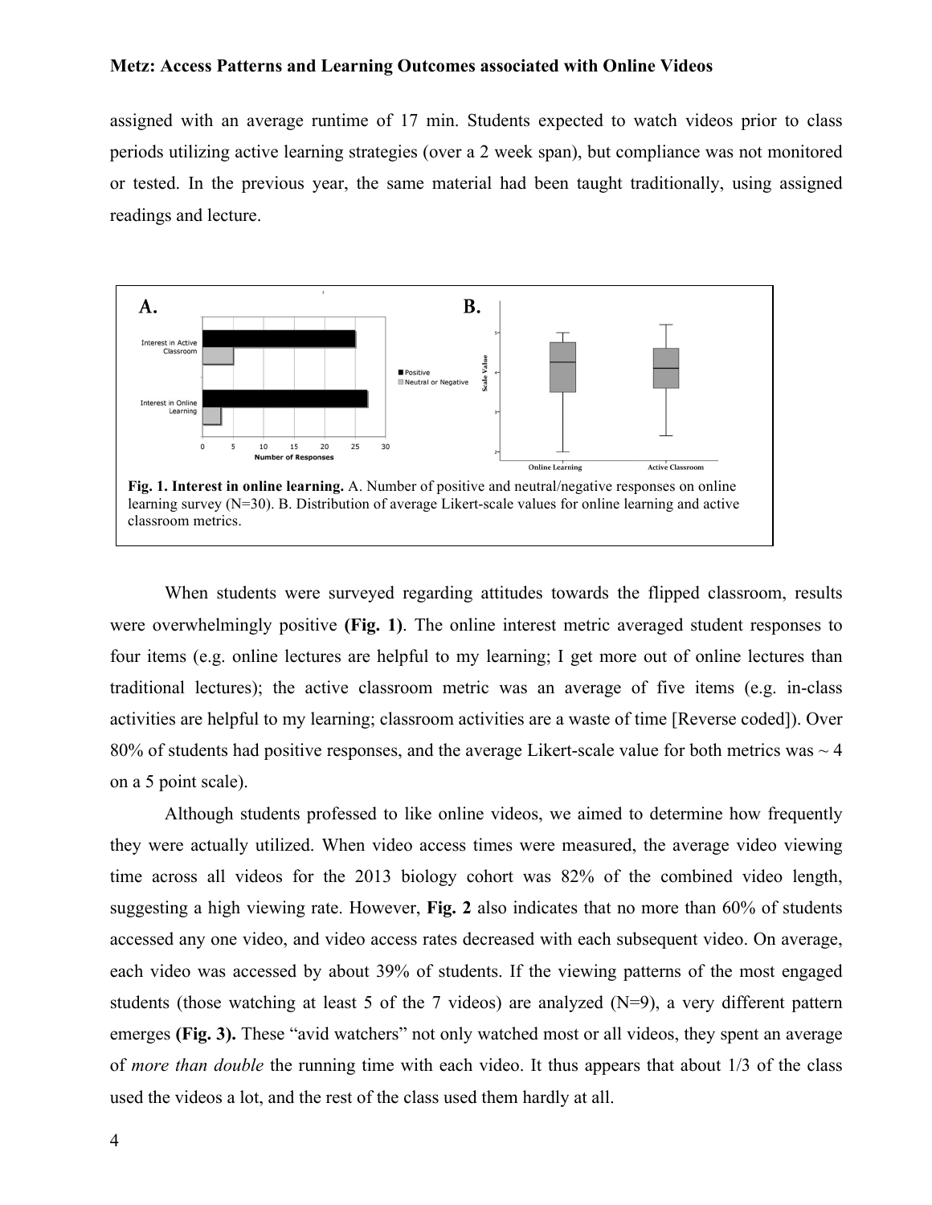assigned with an average runtime of 17 min. Students expected to watch videos prior to class periods utilizing active learning strategies (over a 2 week span), but compliance was not monitored or tested. In the previous year, the same material had been taught traditionally, using assigned readings and lecture.

**Fig. 1. Interest in online learning.** A. Number of positive and neutral/negative responses on online learning survey (N=30). B. Distribution of average Likert-scale values for online learning and active classroom metrics.

When students were surveyed regarding attitudes towards the flipped classroom, results were overwhelmingly positive **(Fig. 1)**. The online interest metric averaged student responses to four items (e.g. online lectures are helpful to my learning; I get more out of online lectures than traditional lectures); the active classroom metric was an average of five items (e.g. in-class activities are helpful to my learning; classroom activities are a waste of time [Reverse coded]). Over 80% of students had positive responses, and the average Likert-scale value for both metrics was ~ 4 on a 5 point scale).

Although students professed to like online videos, we aimed to determine how frequently they were actually utilized. When video access times were measured, the average video viewing time across all videos for the 2013 biology cohort was 82% of the combined video length, suggesting a high viewing rate. However, **Fig. 2** also indicates that no more than 60% of students accessed any one video, and video access rates decreased with each subsequent video. On average, each video was accessed by about 39% of students. If the viewing patterns of the most engaged students (those watching at least 5 of the 7 videos) are analyzed (N=9), a very different pattern emerges **(Fig. 3).** These "avid watchers" not only watched most or all videos, they spent an average of *more than double* the running time with each video. It thus appears that about 1/3 of the class used the videos a lot, and the rest of the class used them hardly at all.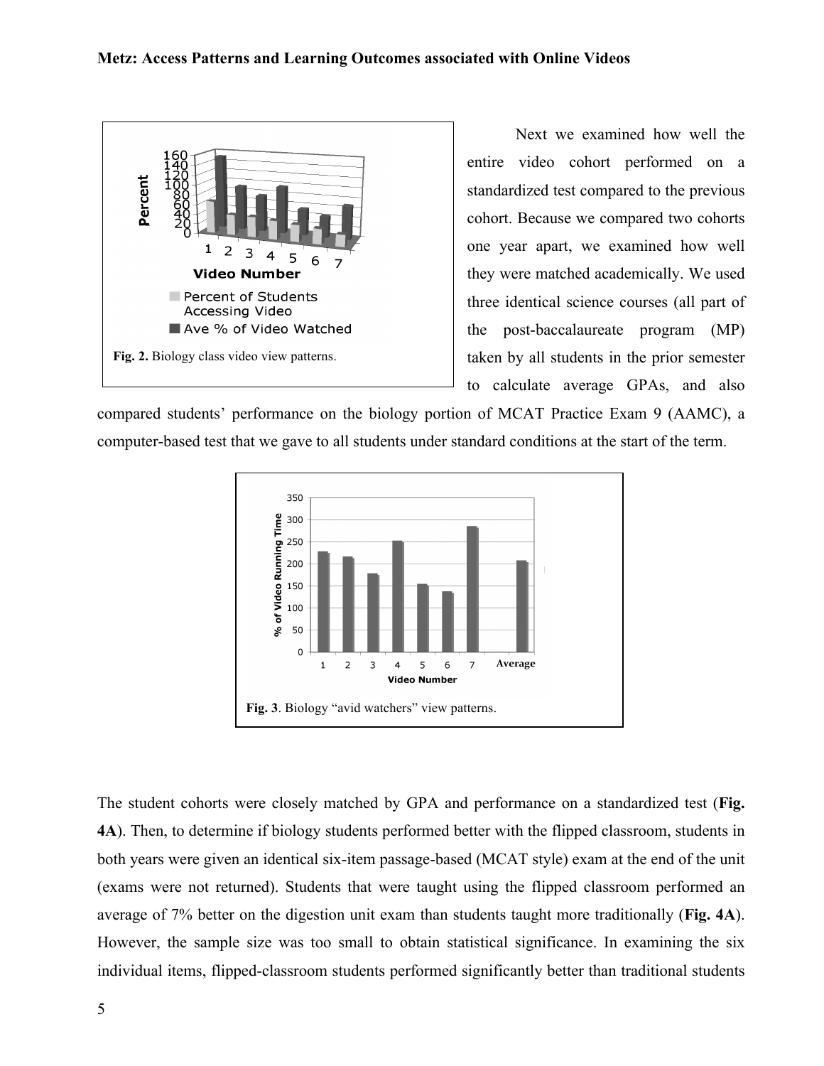Fig. 2. Biology class video view patterns.

Next we examined how well the entire video cohort performed on a standardized test compared to the previous cohort. Because we compared two cohorts one year apart, we examined how well they were matched academically. We used three identical science courses (all part of the post-baccalaureate program (MP) taken by all students in the prior semester to calculate average GPAs, and also compared students' performance on the biology portion of MCAT Practice Exam 9 (AAMC), a computer-based test that we gave to all students under standard conditions at the start of the term.

**Fig. 3**. Biology "avid watchers" view patterns.

The student cohorts were closely matched by GPA and performance on a standardized test (**Fig. 4A**). Then, to determine if biology students performed better with the flipped classroom, students in both years were given an identical six-item passage-based (MCAT style) exam at the end of the unit (exams were not returned). Students that were taught using the flipped classroom performed an average of 7% better on the digestion unit exam than students taught more traditionally (**Fig. 4A**). However, the sample size was too small to obtain statistical significance. In examining the six individual items, flipped-classroom students performed significantly better than traditional students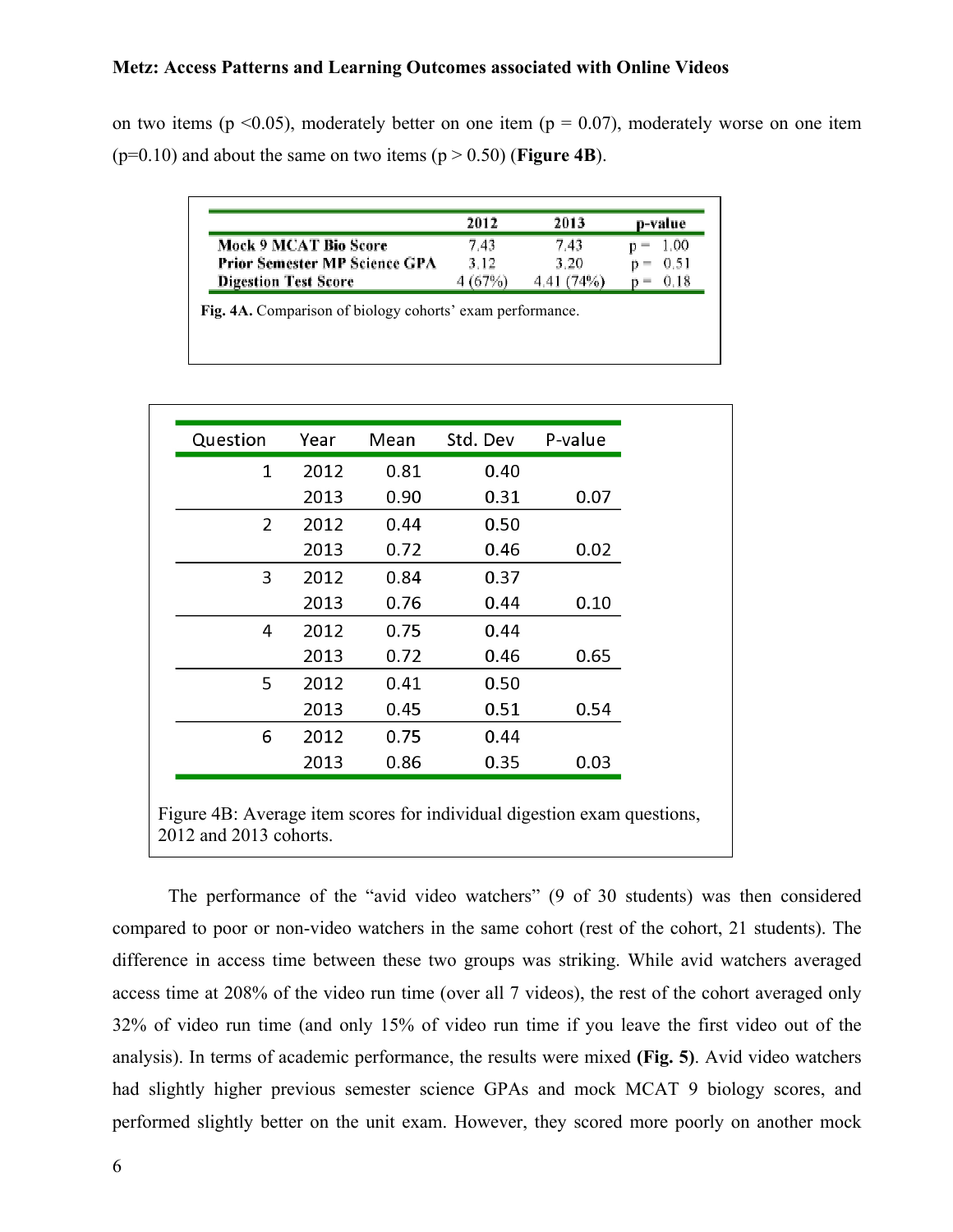on two items ($p < 0.05$), moderately better on one item ($p = 0.07$), moderately worse on one item ($p = 0.10$) and about the same on two items ($p > 0.50$) (**Figure 4B**).

| | 2012 | 2013 | p-value |
|---|---|---|---|
| **Mock 9 MCAT Bio Score** | 7.43 | 7.43 | p = 1.00 |
| **Prior Semester MP Science GPA** | 3.12 | 3.20 | p = 0.51 |
| **Digestion Test Score** | 4 (67%) | 4.41 (74%) | p = 0.18 |

**Fig. 4A.** Comparison of biology cohorts' exam performance.

| Question | Year | Mean | Std. Dev | P-value |
|---|---|---|---|---|
| 1 | 2012 | 0.81 | 0.40 | |
| | 2013 | 0.90 | 0.31 | 0.07 |
| 2 | 2012 | 0.44 | 0.50 | |
| | 2013 | 0.72 | 0.46 | 0.02 |
| 3 | 2012 | 0.84 | 0.37 | |
| | 2013 | 0.76 | 0.44 | 0.10 |
| 4 | 2012 | 0.75 | 0.44 | |
| | 2013 | 0.72 | 0.46 | 0.65 |
| 5 | 2012 | 0.41 | 0.50 | |
| | 2013 | 0.45 | 0.51 | 0.54 |
| 6 | 2012 | 0.75 | 0.44 | |
| | 2013 | 0.86 | 0.35 | 0.03 |

Figure 4B: Average item scores for individual digestion exam questions, 2012 and 2013 cohorts.

The performance of the "avid video watchers" (9 of 30 students) was then considered compared to poor or non-video watchers in the same cohort (rest of the cohort, 21 students). The difference in access time between these two groups was striking. While avid watchers averaged access time at 208% of the video run time (over all 7 videos), the rest of the cohort averaged only 32% of video run time (and only 15% of video run time if you leave the first video out of the analysis). In terms of academic performance, the results were mixed **(Fig. 5)**. Avid video watchers had slightly higher previous semester science GPAs and mock MCAT 9 biology scores, and performed slightly better on the unit exam. However, they scored more poorly on another mock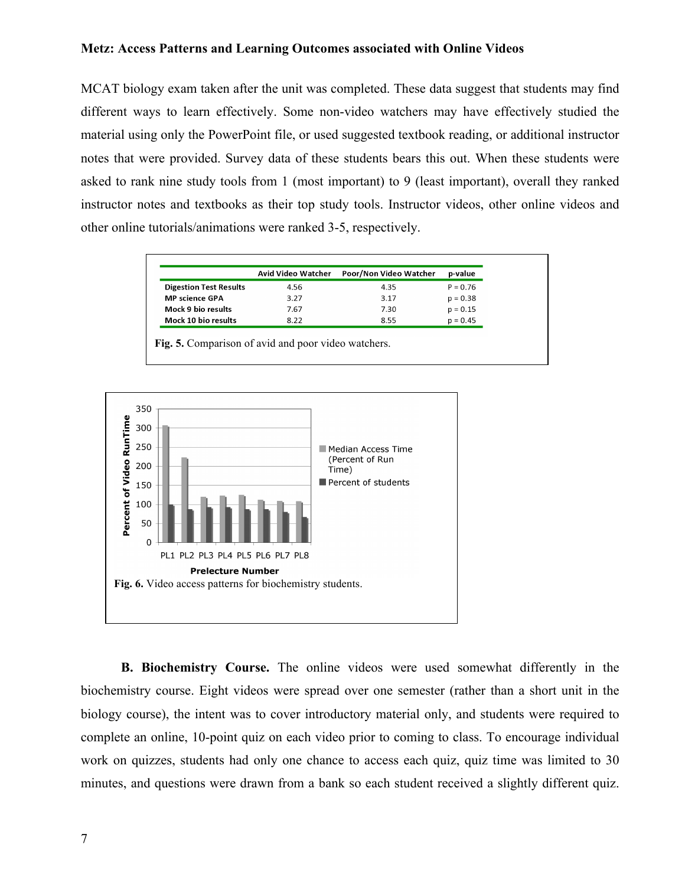MCAT biology exam taken after the unit was completed. These data suggest that students may find different ways to learn effectively. Some non-video watchers may have effectively studied the material using only the PowerPoint file, or used suggested textbook reading, or additional instructor notes that were provided. Survey data of these students bears this out. When these students were asked to rank nine study tools from 1 (most important) to 9 (least important), overall they ranked instructor notes and textbooks as their top study tools. Instructor videos, other online videos and other online tutorials/animations were ranked 3-5, respectively.

| | Avid Video Watcher | Poor/Non Video Watcher | p-value |
|---|---|---|---|
| **Digestion Test Results** | 4.56 | 4.35 | P = 0.76 |
| **MP science GPA** | 3.27 | 3.17 | p = 0.38 |
| **Mock 9 bio results** | 7.67 | 7.30 | p = 0.15 |
| **Mock 10 bio results** | 8.22 | 8.55 | p = 0.45 |

**Fig. 5.** Comparison of avid and poor video watchers.

**Fig. 6.** Video access patterns for biochemistry students.

**B. Biochemistry Course.** The online videos were used somewhat differently in the biochemistry course. Eight videos were spread over one semester (rather than a short unit in the biology course), the intent was to cover introductory material only, and students were required to complete an online, 10-point quiz on each video prior to coming to class. To encourage individual work on quizzes, students had only one chance to access each quiz, quiz time was limited to 30 minutes, and questions were drawn from a bank so each student received a slightly different quiz.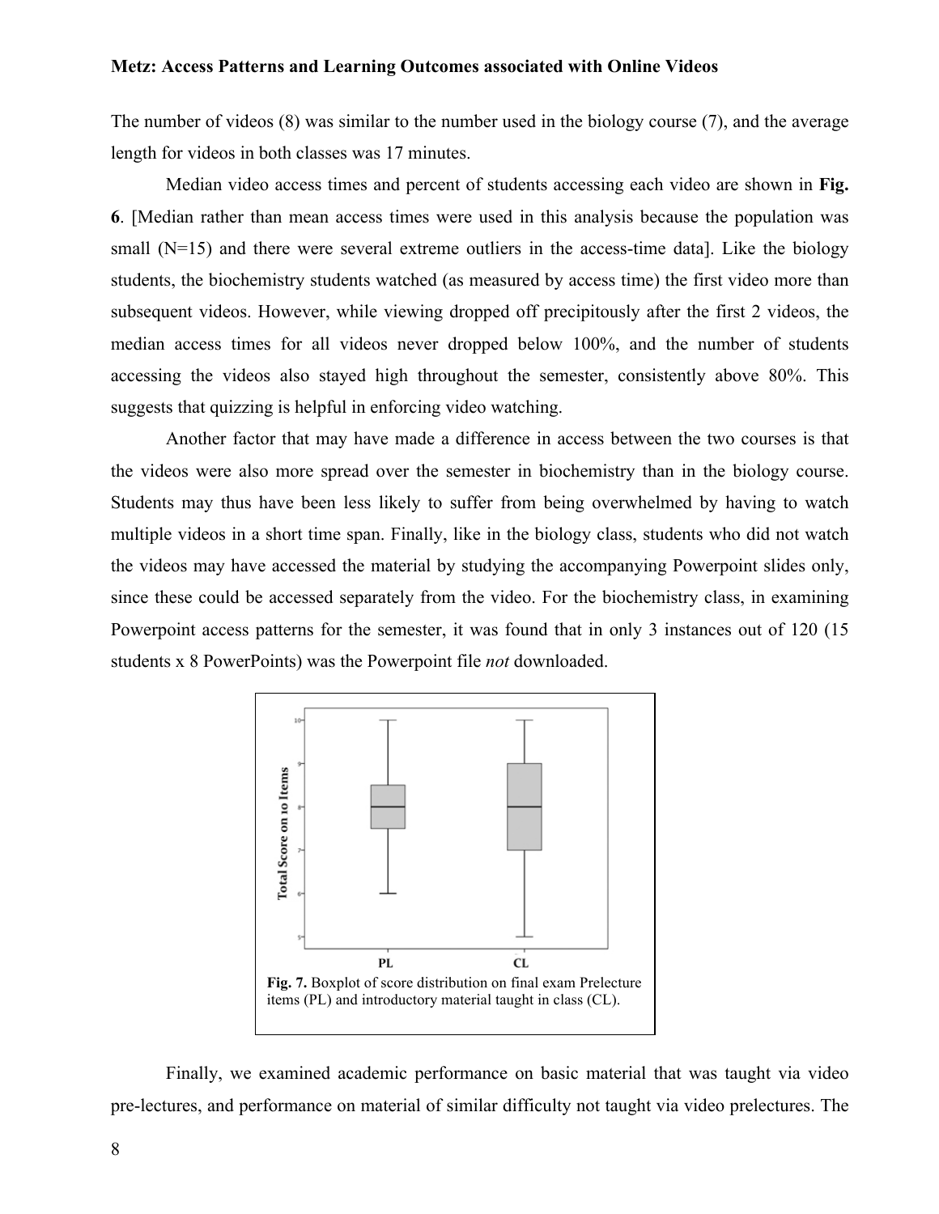The number of videos (8) was similar to the number used in the biology course (7), and the average length for videos in both classes was 17 minutes.

Median video access times and percent of students accessing each video are shown in **Fig. 6**. [Median rather than mean access times were used in this analysis because the population was small (N=15) and there were several extreme outliers in the access-time data]. Like the biology students, the biochemistry students watched (as measured by access time) the first video more than subsequent videos. However, while viewing dropped off precipitously after the first 2 videos, the median access times for all videos never dropped below 100%, and the number of students accessing the videos also stayed high throughout the semester, consistently above 80%. This suggests that quizzing is helpful in enforcing video watching.

Another factor that may have made a difference in access between the two courses is that the videos were also more spread over the semester in biochemistry than in the biology course. Students may thus have been less likely to suffer from being overwhelmed by having to watch multiple videos in a short time span. Finally, like in the biology class, students who did not watch the videos may have accessed the material by studying the accompanying Powerpoint slides only, since these could be accessed separately from the video. For the biochemistry class, in examining Powerpoint access patterns for the semester, it was found that in only 3 instances out of 120 (15 students x 8 PowerPoints) was the Powerpoint file *not* downloaded.

**Fig. 7.** Boxplot of score distribution on final exam Prelecture items (PL) and introductory material taught in class (CL).

Finally, we examined academic performance on basic material that was taught via video pre-lectures, and performance on material of similar difficulty not taught via video prelectures. The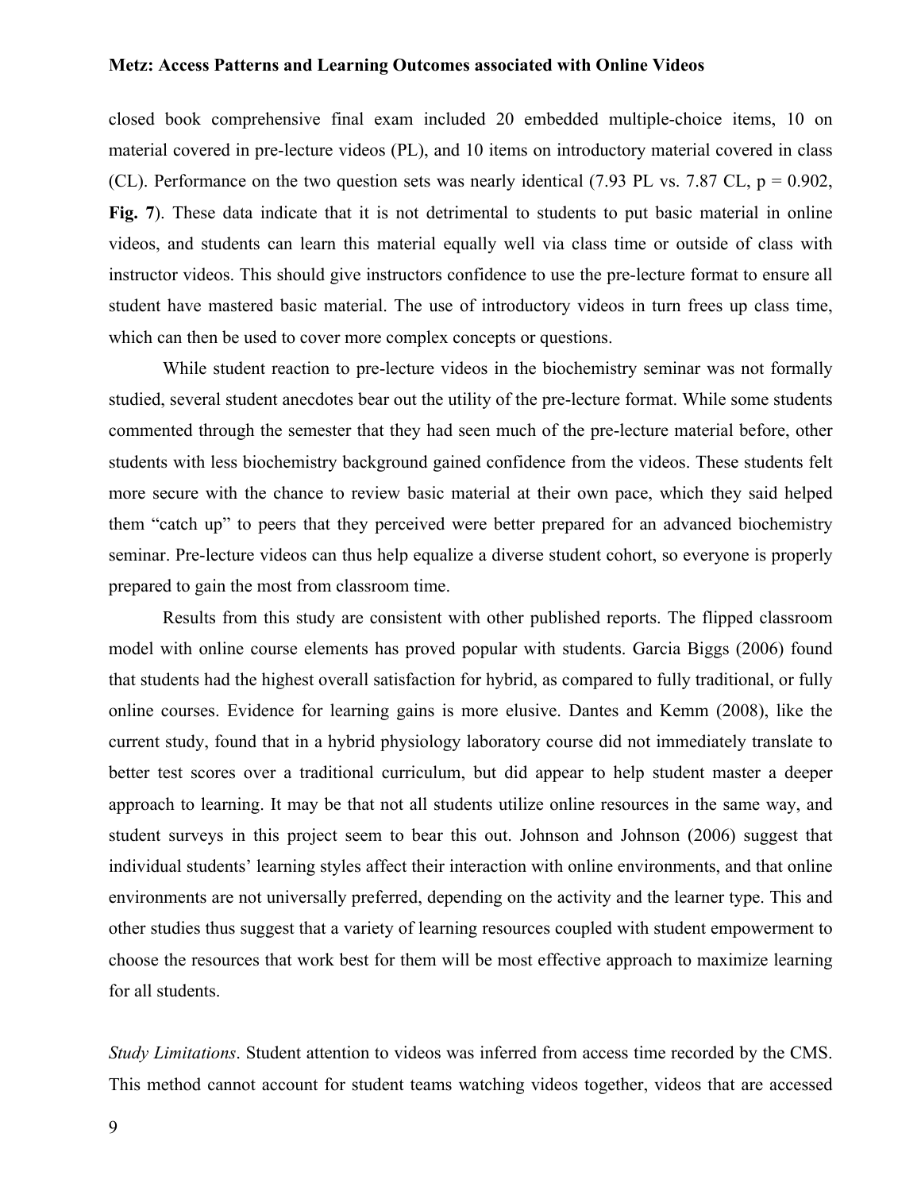closed book comprehensive final exam included 20 embedded multiple-choice items, 10 on material covered in pre-lecture videos (PL), and 10 items on introductory material covered in class (CL). Performance on the two question sets was nearly identical (7.93 PL vs. 7.87 CL, $p = 0.902$, **Fig. 7**). These data indicate that it is not detrimental to students to put basic material in online videos, and students can learn this material equally well via class time or outside of class with instructor videos. This should give instructors confidence to use the pre-lecture format to ensure all student have mastered basic material. The use of introductory videos in turn frees up class time, which can then be used to cover more complex concepts or questions.

While student reaction to pre-lecture videos in the biochemistry seminar was not formally studied, several student anecdotes bear out the utility of the pre-lecture format. While some students commented through the semester that they had seen much of the pre-lecture material before, other students with less biochemistry background gained confidence from the videos. These students felt more secure with the chance to review basic material at their own pace, which they said helped them "catch up" to peers that they perceived were better prepared for an advanced biochemistry seminar. Pre-lecture videos can thus help equalize a diverse student cohort, so everyone is properly prepared to gain the most from classroom time.

Results from this study are consistent with other published reports. The flipped classroom model with online course elements has proved popular with students. Garcia Biggs (2006) found that students had the highest overall satisfaction for hybrid, as compared to fully traditional, or fully online courses. Evidence for learning gains is more elusive. Dantes and Kemm (2008), like the current study, found that in a hybrid physiology laboratory course did not immediately translate to better test scores over a traditional curriculum, but did appear to help student master a deeper approach to learning. It may be that not all students utilize online resources in the same way, and student surveys in this project seem to bear this out. Johnson and Johnson (2006) suggest that individual students' learning styles affect their interaction with online environments, and that online environments are not universally preferred, depending on the activity and the learner type. This and other studies thus suggest that a variety of learning resources coupled with student empowerment to choose the resources that work best for them will be most effective approach to maximize learning for all students.

*Study Limitations*. Student attention to videos was inferred from access time recorded by the CMS. This method cannot account for student teams watching videos together, videos that are accessed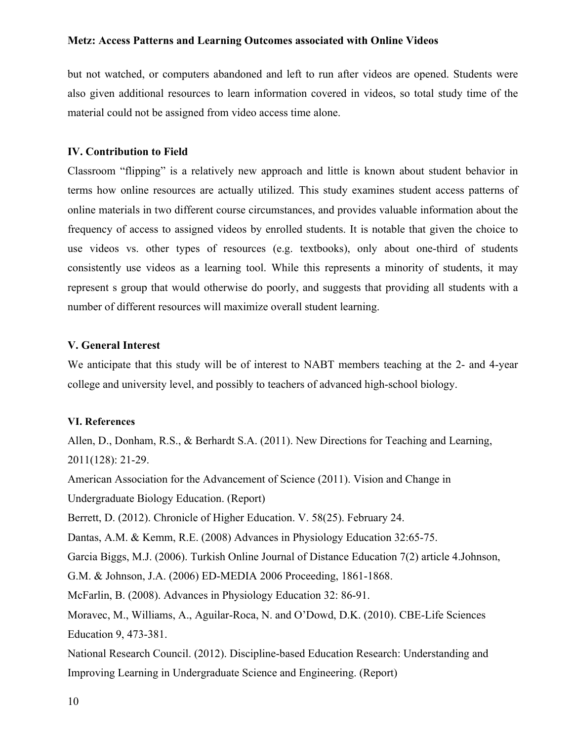but not watched, or computers abandoned and left to run after videos are opened. Students were also given additional resources to learn information covered in videos, so total study time of the material could not be assigned from video access time alone.

## IV. Contribution to Field

Classroom "flipping" is a relatively new approach and little is known about student behavior in terms how online resources are actually utilized. This study examines student access patterns of online materials in two different course circumstances, and provides valuable information about the frequency of access to assigned videos by enrolled students. It is notable that given the choice to use videos vs. other types of resources (e.g. textbooks), only about one-third of students consistently use videos as a learning tool. While this represents a minority of students, it may represent s group that would otherwise do poorly, and suggests that providing all students with a number of different resources will maximize overall student learning.

## V. General Interest

We anticipate that this study will be of interest to NABT members teaching at the 2- and 4-year college and university level, and possibly to teachers of advanced high-school biology.

## VI. References

Allen, D., Donham, R.S., & Berhardt S.A. (2011). New Directions for Teaching and Learning, 2011(128): 21-29.

American Association for the Advancement of Science (2011). Vision and Change in Undergraduate Biology Education. (Report)

Berrett, D. (2012). Chronicle of Higher Education. V. 58(25). February 24.

Dantas, A.M. & Kemm, R.E. (2008) Advances in Physiology Education 32:65-75.

Garcia Biggs, M.J. (2006). Turkish Online Journal of Distance Education 7(2) article 4.Johnson, G.M. & Johnson, J.A. (2006) ED-MEDIA 2006 Proceeding, 1861-1868.

McFarlin, B. (2008). Advances in Physiology Education 32: 86-91.

Moravec, M., Williams, A., Aguilar-Roca, N. and O'Dowd, D.K. (2010). CBE-Life Sciences Education 9, 473-381.

National Research Council. (2012). Discipline-based Education Research: Understanding and Improving Learning in Undergraduate Science and Engineering. (Report)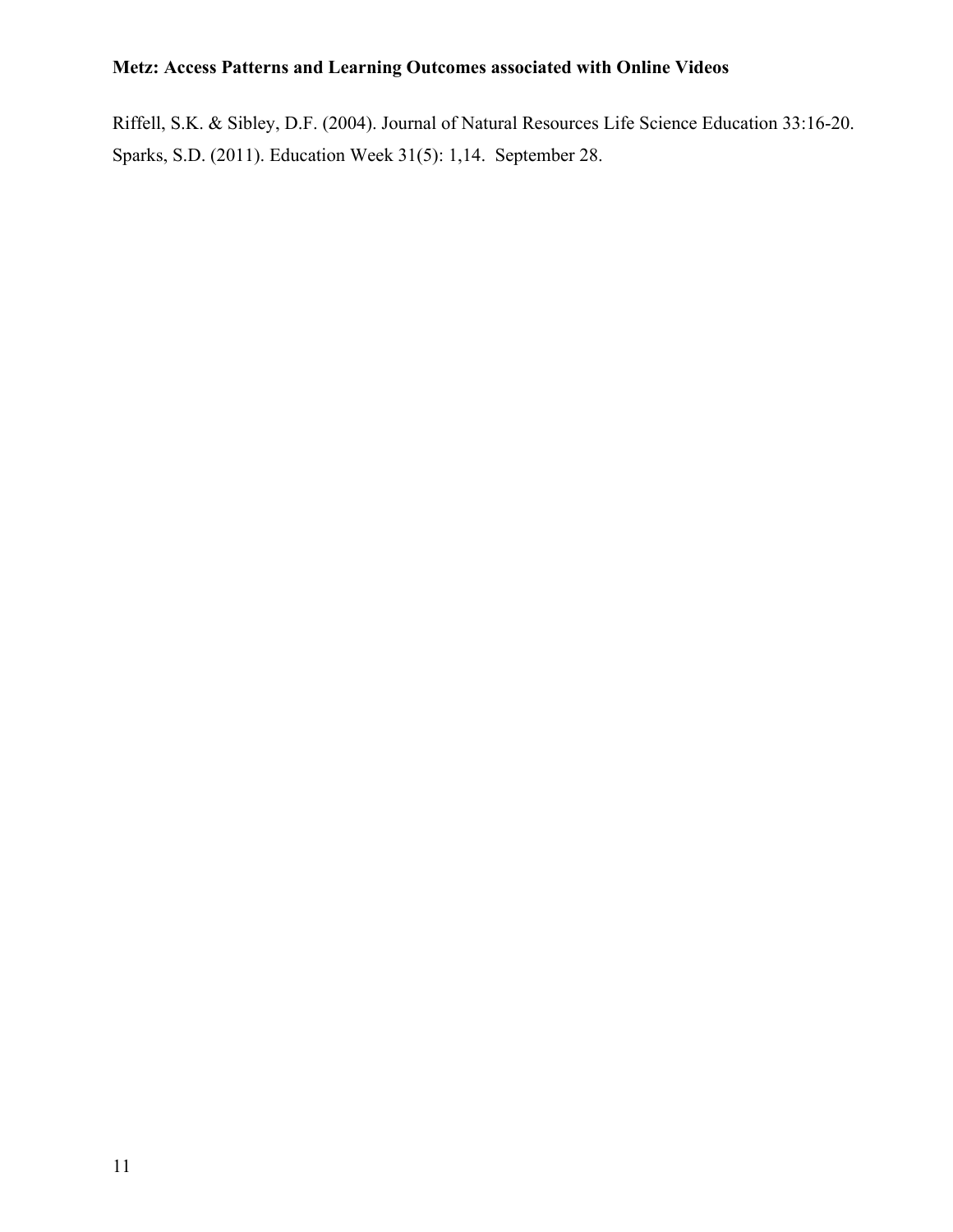Riffell, S.K. & Sibley, D.F. (2004). Journal of Natural Resources Life Science Education 33:16-20.

Sparks, S.D. (2011). Education Week 31(5): 1,14. September 28.